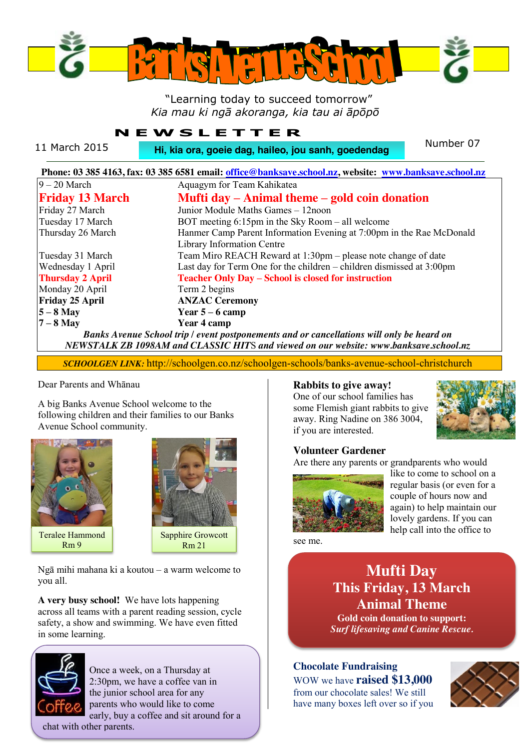# Banks Avenue School

"Learning today to succeed tomorrow"
*Kia mau ki ngā akoranga, kia tau ai āpōpō*

## NEWSLETTER

11 March 2015 — **Hi, kia ora, goeie dag, haileo, jou sanh, goedendag** — Number 07

**Phone: 03 385 4163, fax: 03 385 6581 email: office@banksave.school.nz, website: www.banksave.school.nz**

| | |
|---|---|
| 9 – 20 March | Aquagym for Team Kahikatea |
| **Friday 13 March** | **Mufti day – Animal theme – gold coin donation** |
| Friday 27 March | Junior Module Maths Games – 12noon |
| Tuesday 17 March | BOT meeting 6:15pm in the Sky Room – all welcome |
| Thursday 26 March | Hanmer Camp Parent Information Evening at 7:00pm in the Rae McDonald Library Information Centre |
| Tuesday 31 March | Team Miro REACH Reward at 1:30pm – please note change of date |
| Wednesday 1 April | Last day for Term One for the children – children dismissed at 3:00pm |
| **Thursday 2 April** | **Teacher Only Day – School is closed for instruction** |
| Monday 20 April | Term 2 begins |
| **Friday 25 April** | **ANZAC Ceremony** |
| **5 – 8 May** | **Year 5 – 6 camp** |
| **7 – 8 May** | **Year 4 camp** |

***Banks Avenue School trip / event postponements and or cancellations will only be heard on NEWSTALK ZB 1098AM and CLASSIC HITS and viewed on our website: www.banksave.school.nz***

***SCHOOLGEN LINK:*** http://schoolgen.co.nz/schoolgen-schools/banks-avenue-school-christchurch

Dear Parents and Whānau

A big Banks Avenue School welcome to the following children and their families to our Banks Avenue School community.

Teralee Hammond
Rm 9

Sapphire Growcott
Rm 21

Ngā mihi mahana ki a koutou – a warm welcome to you all.

**A very busy school!** We have lots happening across all teams with a parent reading session, cycle safety, a show and swimming. We have even fitted in some learning.

Once a week, on a Thursday at 2:30pm, we have a coffee van in the junior school area for any parents who would like to come early, buy a coffee and sit around for a chat with other parents.

### Rabbits to give away!

One of our school families has some Flemish giant rabbits to give away. Ring Nadine on 386 3004, if you are interested.

### Volunteer Gardener

Are there any parents or grandparents who would like to come to school on a regular basis (or even for a couple of hours now and again) to help maintain our lovely gardens. If you can help call into the office to see me.

## Mufti Day
## This Friday, 13 March
## Animal Theme

**Gold coin donation to support:**
***Surf lifesaving and Canine Rescue.***

### Chocolate Fundraising

WOW we have **raised $13,000** from our chocolate sales! We still have many boxes left over so if you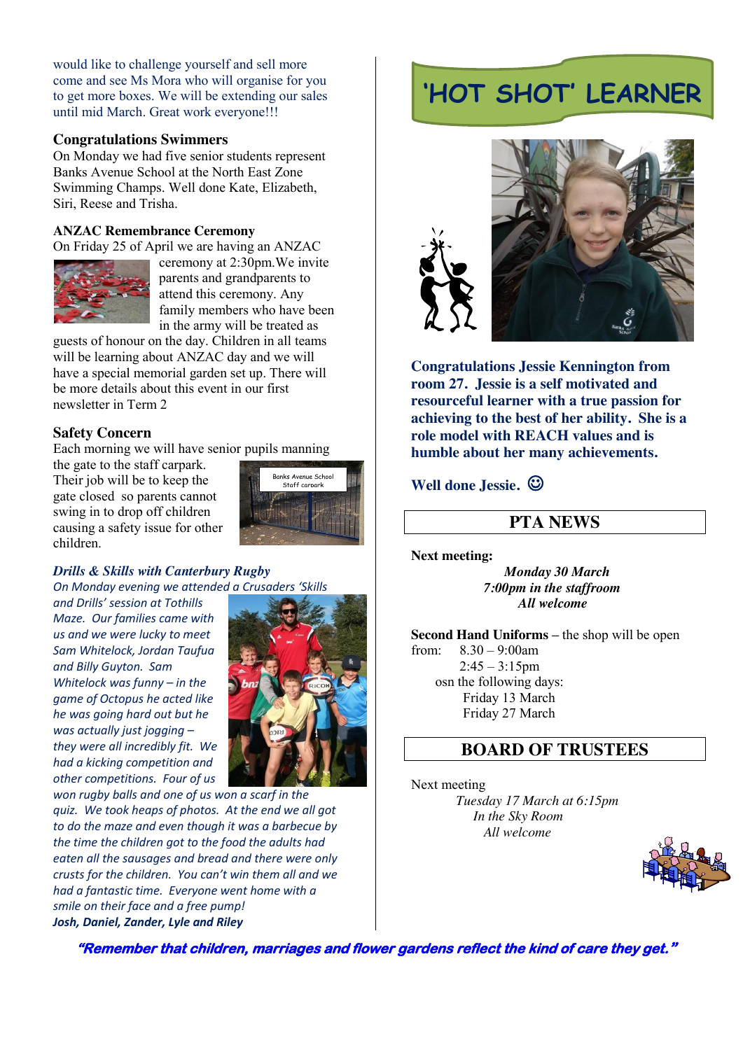would like to challenge yourself and sell more come and see Ms Mora who will organise for you to get more boxes. We will be extending our sales until mid March. Great work everyone!!!

**Congratulations Swimmers**

On Monday we had five senior students represent Banks Avenue School at the North East Zone Swimming Champs. Well done Kate, Elizabeth, Siri, Reese and Trisha.

**ANZAC Remembrance Ceremony**

On Friday 25 of April we are having an ANZAC ceremony at 2:30pm.We invite parents and grandparents to attend this ceremony. Any family members who have been in the army will be treated as guests of honour on the day. Children in all teams will be learning about ANZAC day and we will have a special memorial garden set up. There will be more details about this event in our first newsletter in Term 2

**Safety Concern**

Each morning we will have senior pupils manning the gate to the staff carpark. Their job will be to keep the gate closed so parents cannot swing in to drop off children causing a safety issue for other children.

Banks Avenue School
Staff carpark

***Drills & Skills with Canterbury Rugby***

*On Monday evening we attended a Crusaders 'Skills and Drills' session at Tothills Maze. Our families came with us and we were lucky to meet Sam Whitelock, Jordan Taufua and Billy Guyton. Sam Whitelock was funny – in the game of Octopus he acted like he was going hard out but he was actually just jogging – they were all incredibly fit. We had a kicking competition and other competitions. Four of us won rugby balls and one of us won a scarf in the quiz. We took heaps of photos. At the end we all got to do the maze and even though it was a barbecue by the time the children got to the food the adults had eaten all the sausages and bread and there were only crusts for the children. You can't win them all and we had a fantastic time. Everyone went home with a smile on their face and a free pump!*

***Josh, Daniel, Zander, Lyle and Riley***

## 'HOT SHOT' LEARNER

**Congratulations Jessie Kennington from room 27. Jessie is a self motivated and resourceful learner with a true passion for achieving to the best of her ability. She is a role model with REACH values and is humble about her many achievements.**

**Well done Jessie.** ☺

## PTA NEWS

**Next meeting:**

***Monday 30 March***
***7:00pm in the staffroom***
***All welcome***

**Second Hand Uniforms** – the shop will be open from: 8.30 – 9:00am
2:45 – 3:15pm
osn the following days:
Friday 13 March
Friday 27 March

## BOARD OF TRUSTEES

Next meeting

*Tuesday 17 March at 6:15pm*
*In the Sky Room*
*All welcome*

***"Remember that children, marriages and flower gardens reflect the kind of care they get."***